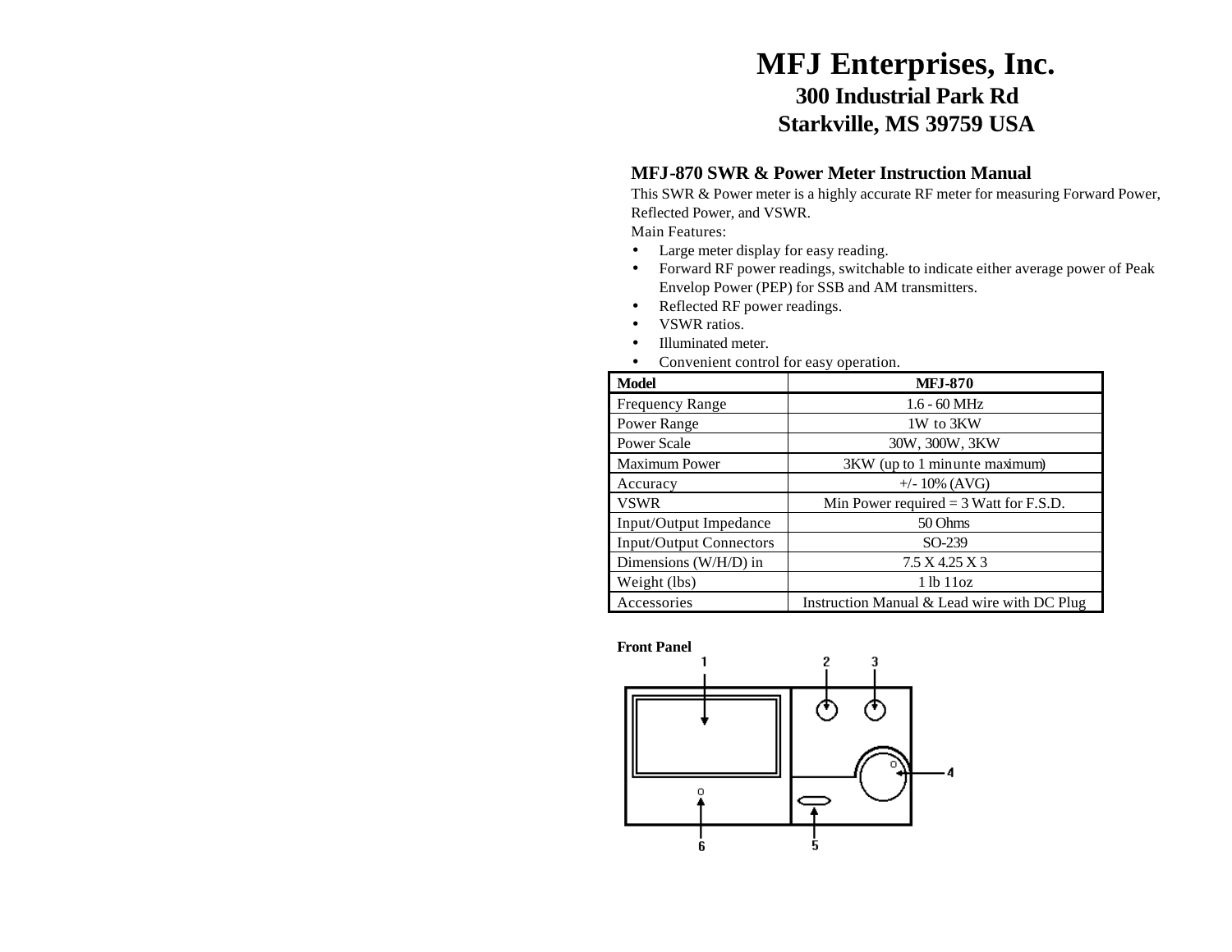# MFJ Enterprises, Inc.

**300 Industrial Park Rd**
**Starkville, MS 39759 USA**

## MFJ-870 SWR & Power Meter Instruction Manual

This SWR & Power meter is a highly accurate RF meter for measuring Forward Power, Reflected Power, and VSWR.

Main Features:

- Large meter display for easy reading.
- Forward RF power readings, switchable to indicate either average power of Peak Envelop Power (PEP) for SSB and AM transmitters.
- Reflected RF power readings.
- VSWR ratios.
- Illuminated meter.
- Convenient control for easy operation.

| Model | MFJ-870 |
|---|---|
| Frequency Range | 1.6 - 60 MHz |
| Power Range | 1W to 3KW |
| Power Scale | 30W, 300W, 3KW |
| Maximum Power | 3KW (up to 1 minunte maximum) |
| Accuracy | +/- 10% (AVG) |
| VSWR | Min Power required = 3 Watt for F.S.D. |
| Input/Output Impedance | 50 Ohms |
| Input/Output Connectors | SO-239 |
| Dimensions (W/H/D) in | 7.5 X 4.25 X 3 |
| Weight (lbs) | 1 lb 11oz |
| Accessories | Instruction Manual & Lead wire with DC Plug |

**Front Panel**

1 2 3 4 5 6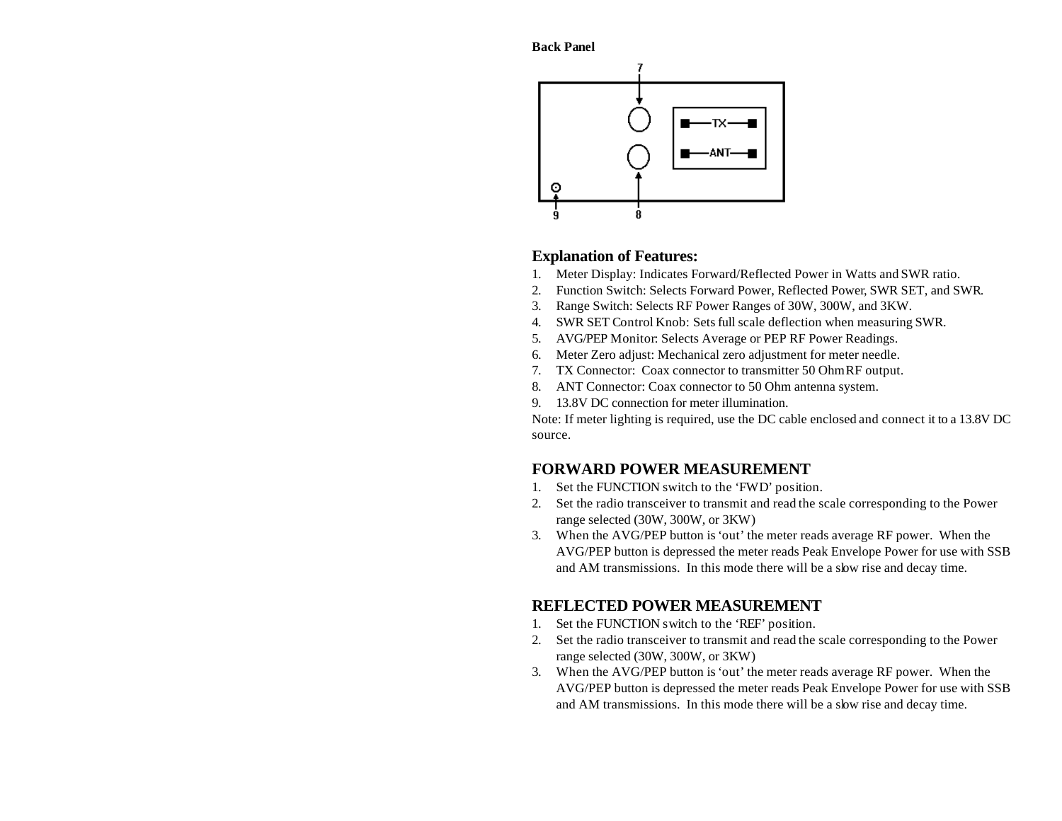**Back Panel**

7

TX

ANT

9 8

## Explanation of Features:

1. Meter Display: Indicates Forward/Reflected Power in Watts and SWR ratio.
2. Function Switch: Selects Forward Power, Reflected Power, SWR SET, and SWR.
3. Range Switch: Selects RF Power Ranges of 30W, 300W, and 3KW.
4. SWR SET Control Knob: Sets full scale deflection when measuring SWR.
5. AVG/PEP Monitor: Selects Average or PEP RF Power Readings.
6. Meter Zero adjust: Mechanical zero adjustment for meter needle.
7. TX Connector: Coax connector to transmitter 50 Ohm RF output.
8. ANT Connector: Coax connector to 50 Ohm antenna system.
9. 13.8V DC connection for meter illumination.

Note: If meter lighting is required, use the DC cable enclosed and connect it to a 13.8V DC source.

## FORWARD POWER MEASUREMENT

1. Set the FUNCTION switch to the 'FWD' position.
2. Set the radio transceiver to transmit and read the scale corresponding to the Power range selected (30W, 300W, or 3KW)
3. When the AVG/PEP button is 'out' the meter reads average RF power. When the AVG/PEP button is depressed the meter reads Peak Envelope Power for use with SSB and AM transmissions. In this mode there will be a slow rise and decay time.

## REFLECTED POWER MEASUREMENT

1. Set the FUNCTION switch to the 'REF' position.
2. Set the radio transceiver to transmit and read the scale corresponding to the Power range selected (30W, 300W, or 3KW)
3. When the AVG/PEP button is 'out' the meter reads average RF power. When the AVG/PEP button is depressed the meter reads Peak Envelope Power for use with SSB and AM transmissions. In this mode there will be a slow rise and decay time.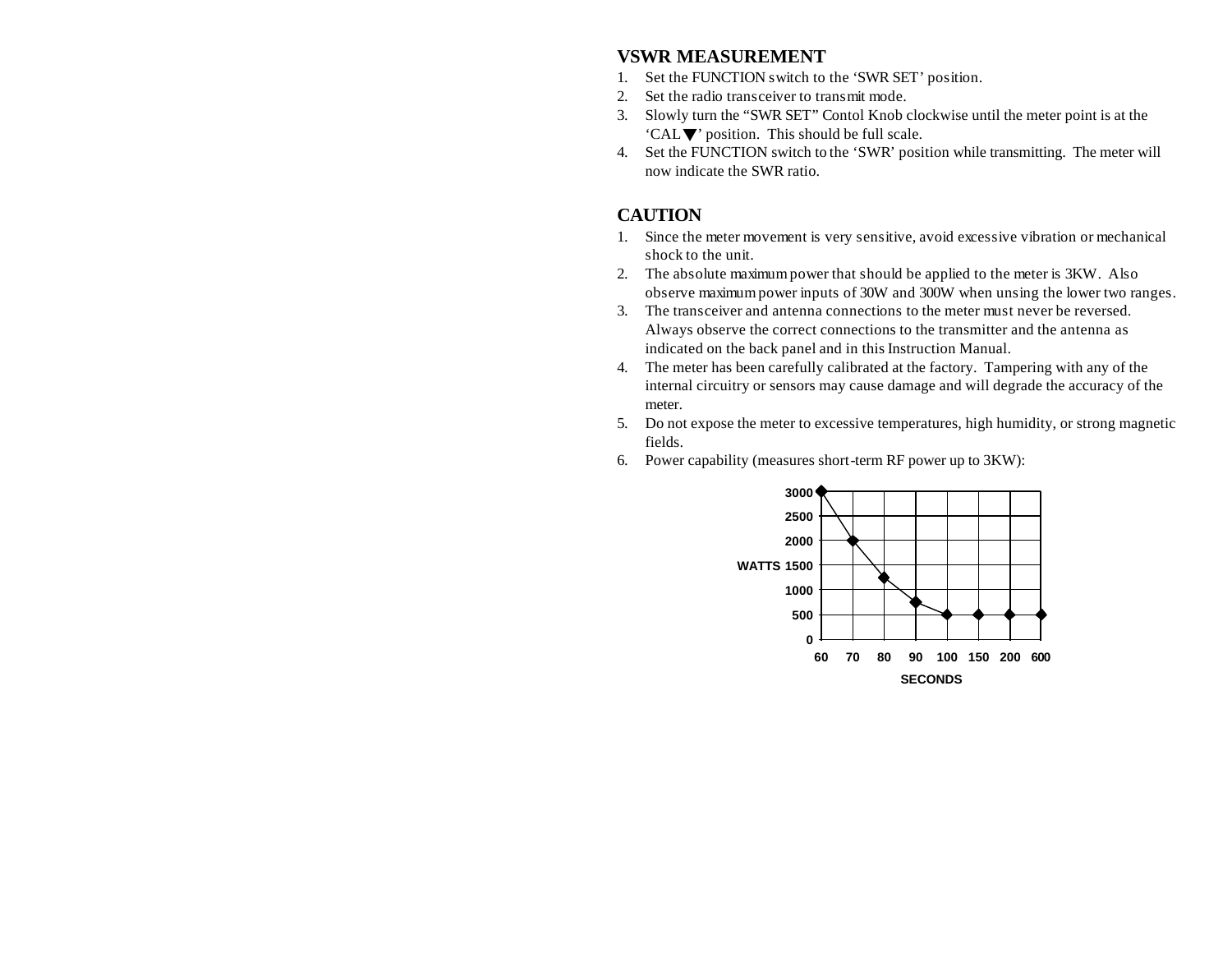## VSWR MEASUREMENT

1. Set the FUNCTION switch to the 'SWR SET' position.
2. Set the radio transceiver to transmit mode.
3. Slowly turn the "SWR SET" Contol Knob clockwise until the meter point is at the 'CAL ▼' position. This should be full scale.
4. Set the FUNCTION switch to the 'SWR' position while transmitting. The meter will now indicate the SWR ratio.

## CAUTION

1. Since the meter movement is very sensitive, avoid excessive vibration or mechanical shock to the unit.
2. The absolute maximum power that should be applied to the meter is 3KW. Also observe maximum power inputs of 30W and 300W when unsing the lower two ranges.
3. The transceiver and antenna connections to the meter must never be reversed. Always observe the correct connections to the transmitter and the antenna as indicated on the back panel and in this Instruction Manual.
4. The meter has been carefully calibrated at the factory. Tampering with any of the internal circuitry or sensors may cause damage and will degrade the accuracy of the meter.
5. Do not expose the meter to excessive temperatures, high humidity, or strong magnetic fields.
6. Power capability (measures short-term RF power up to 3KW):

| SECONDS | 60 | 70 | 80 | 90 | 100 | 150 | 200 | 600 |
|---|---|---|---|---|---|---|---|---|
| WATTS | 3000 | 2000 | 1250 | 750 | 500 | 500 | 500 | 500 |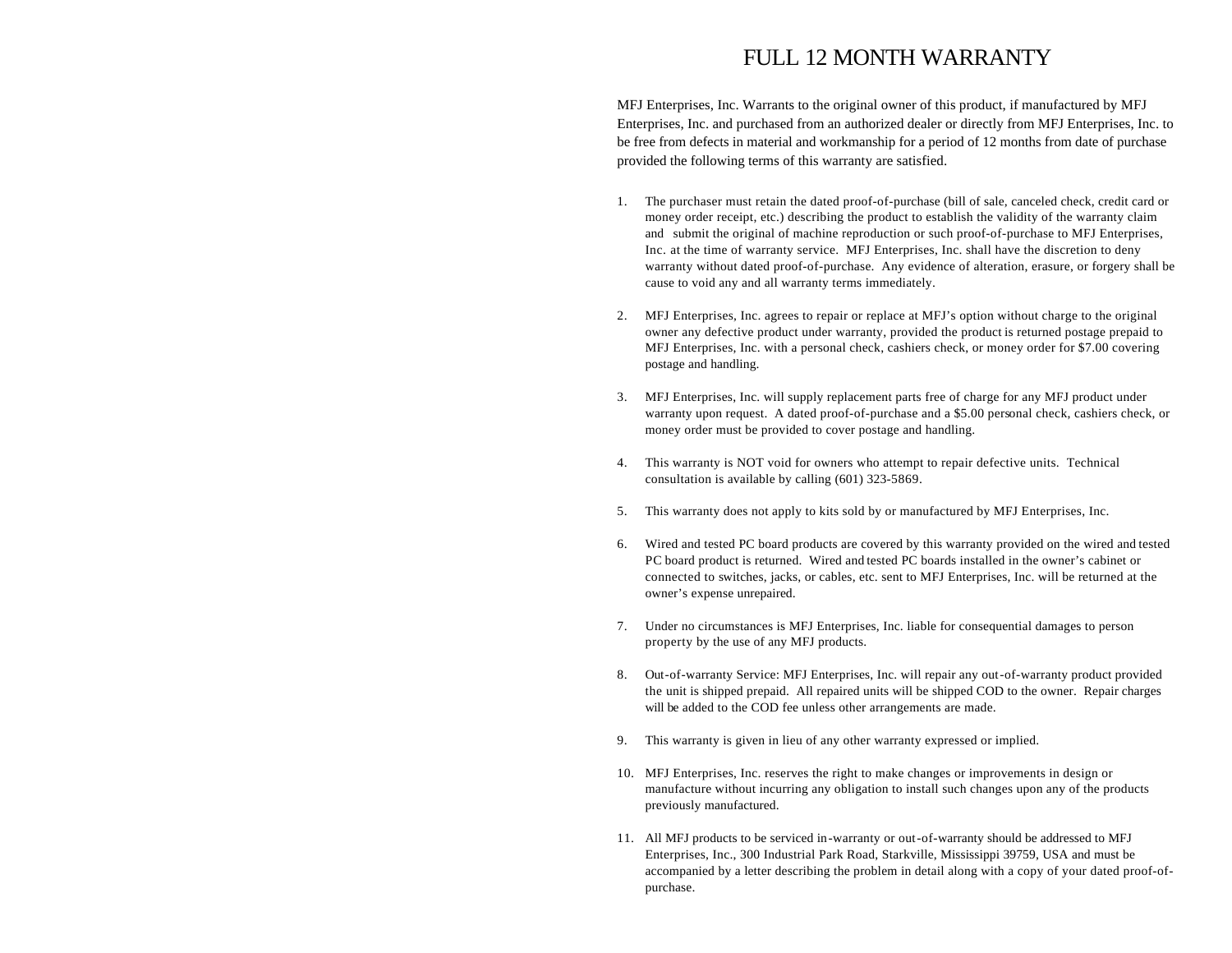# FULL 12 MONTH WARRANTY

MFJ Enterprises, Inc. Warrants to the original owner of this product, if manufactured by MFJ Enterprises, Inc. and purchased from an authorized dealer or directly from MFJ Enterprises, Inc. to be free from defects in material and workmanship for a period of 12 months from date of purchase provided the following terms of this warranty are satisfied.

1. The purchaser must retain the dated proof-of-purchase (bill of sale, canceled check, credit card or money order receipt, etc.) describing the product to establish the validity of the warranty claim and submit the original of machine reproduction or such proof-of-purchase to MFJ Enterprises, Inc. at the time of warranty service. MFJ Enterprises, Inc. shall have the discretion to deny warranty without dated proof-of-purchase. Any evidence of alteration, erasure, or forgery shall be cause to void any and all warranty terms immediately.

2. MFJ Enterprises, Inc. agrees to repair or replace at MFJ's option without charge to the original owner any defective product under warranty, provided the product is returned postage prepaid to MFJ Enterprises, Inc. with a personal check, cashiers check, or money order for $7.00 covering postage and handling.

3. MFJ Enterprises, Inc. will supply replacement parts free of charge for any MFJ product under warranty upon request. A dated proof-of-purchase and a $5.00 personal check, cashiers check, or money order must be provided to cover postage and handling.

4. This warranty is NOT void for owners who attempt to repair defective units. Technical consultation is available by calling (601) 323-5869.

5. This warranty does not apply to kits sold by or manufactured by MFJ Enterprises, Inc.

6. Wired and tested PC board products are covered by this warranty provided on the wired and tested PC board product is returned. Wired and tested PC boards installed in the owner's cabinet or connected to switches, jacks, or cables, etc. sent to MFJ Enterprises, Inc. will be returned at the owner's expense unrepaired.

7. Under no circumstances is MFJ Enterprises, Inc. liable for consequential damages to person property by the use of any MFJ products.

8. Out-of-warranty Service: MFJ Enterprises, Inc. will repair any out-of-warranty product provided the unit is shipped prepaid. All repaired units will be shipped COD to the owner. Repair charges will be added to the COD fee unless other arrangements are made.

9. This warranty is given in lieu of any other warranty expressed or implied.

10. MFJ Enterprises, Inc. reserves the right to make changes or improvements in design or manufacture without incurring any obligation to install such changes upon any of the products previously manufactured.

11. All MFJ products to be serviced in-warranty or out-of-warranty should be addressed to MFJ Enterprises, Inc., 300 Industrial Park Road, Starkville, Mississippi 39759, USA and must be accompanied by a letter describing the problem in detail along with a copy of your dated proof-of-purchase.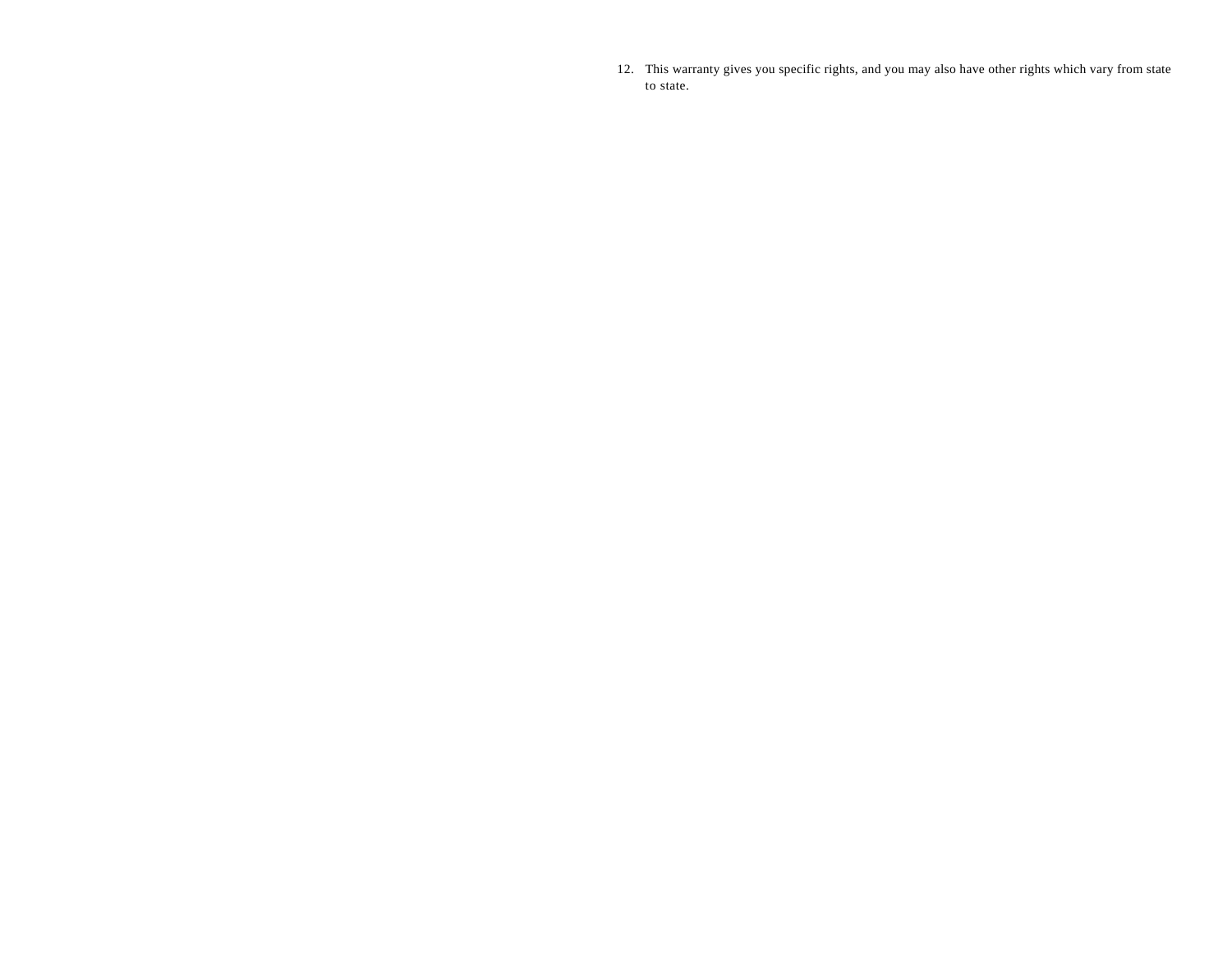12. This warranty gives you specific rights, and you may also have other rights which vary from state to state.